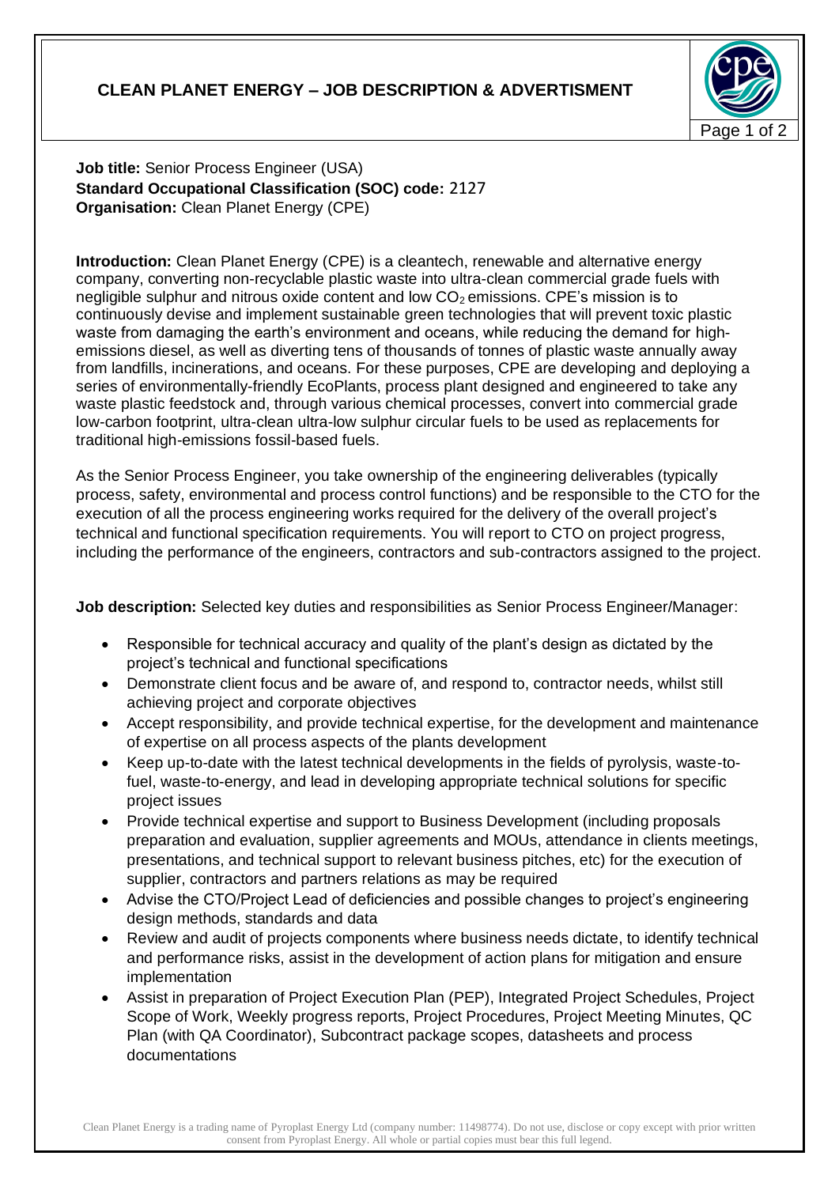# CLEAN PLANET ENERGY – JOB DESCRIPTION & ADVERTISMENT

**Job title:** Senior Process Engineer (USA)
**Standard Occupational Classification (SOC) code:** 2127
**Organisation:** Clean Planet Energy (CPE)

**Introduction:** Clean Planet Energy (CPE) is a cleantech, renewable and alternative energy company, converting non-recyclable plastic waste into ultra-clean commercial grade fuels with negligible sulphur and nitrous oxide content and low $CO_2$ emissions. CPE's mission is to continuously devise and implement sustainable green technologies that will prevent toxic plastic waste from damaging the earth's environment and oceans, while reducing the demand for high-emissions diesel, as well as diverting tens of thousands of tonnes of plastic waste annually away from landfills, incinerations, and oceans. For these purposes, CPE are developing and deploying a series of environmentally-friendly EcoPlants, process plant designed and engineered to take any waste plastic feedstock and, through various chemical processes, convert into commercial grade low-carbon footprint, ultra-clean ultra-low sulphur circular fuels to be used as replacements for traditional high-emissions fossil-based fuels.

As the Senior Process Engineer, you take ownership of the engineering deliverables (typically process, safety, environmental and process control functions) and be responsible to the CTO for the execution of all the process engineering works required for the delivery of the overall project's technical and functional specification requirements. You will report to CTO on project progress, including the performance of the engineers, contractors and sub-contractors assigned to the project.

**Job description:** Selected key duties and responsibilities as Senior Process Engineer/Manager:

- Responsible for technical accuracy and quality of the plant's design as dictated by the project's technical and functional specifications
- Demonstrate client focus and be aware of, and respond to, contractor needs, whilst still achieving project and corporate objectives
- Accept responsibility, and provide technical expertise, for the development and maintenance of expertise on all process aspects of the plants development
- Keep up-to-date with the latest technical developments in the fields of pyrolysis, waste-to-fuel, waste-to-energy, and lead in developing appropriate technical solutions for specific project issues
- Provide technical expertise and support to Business Development (including proposals preparation and evaluation, supplier agreements and MOUs, attendance in clients meetings, presentations, and technical support to relevant business pitches, etc) for the execution of supplier, contractors and partners relations as may be required
- Advise the CTO/Project Lead of deficiencies and possible changes to project's engineering design methods, standards and data
- Review and audit of projects components where business needs dictate, to identify technical and performance risks, assist in the development of action plans for mitigation and ensure implementation
- Assist in preparation of Project Execution Plan (PEP), Integrated Project Schedules, Project Scope of Work, Weekly progress reports, Project Procedures, Project Meeting Minutes, QC Plan (with QA Coordinator), Subcontract package scopes, datasheets and process documentations

Clean Planet Energy is a trading name of Pyroplast Energy Ltd (company number: 11498774). Do not use, disclose or copy except with prior written consent from Pyroplast Energy. All whole or partial copies must bear this full legend.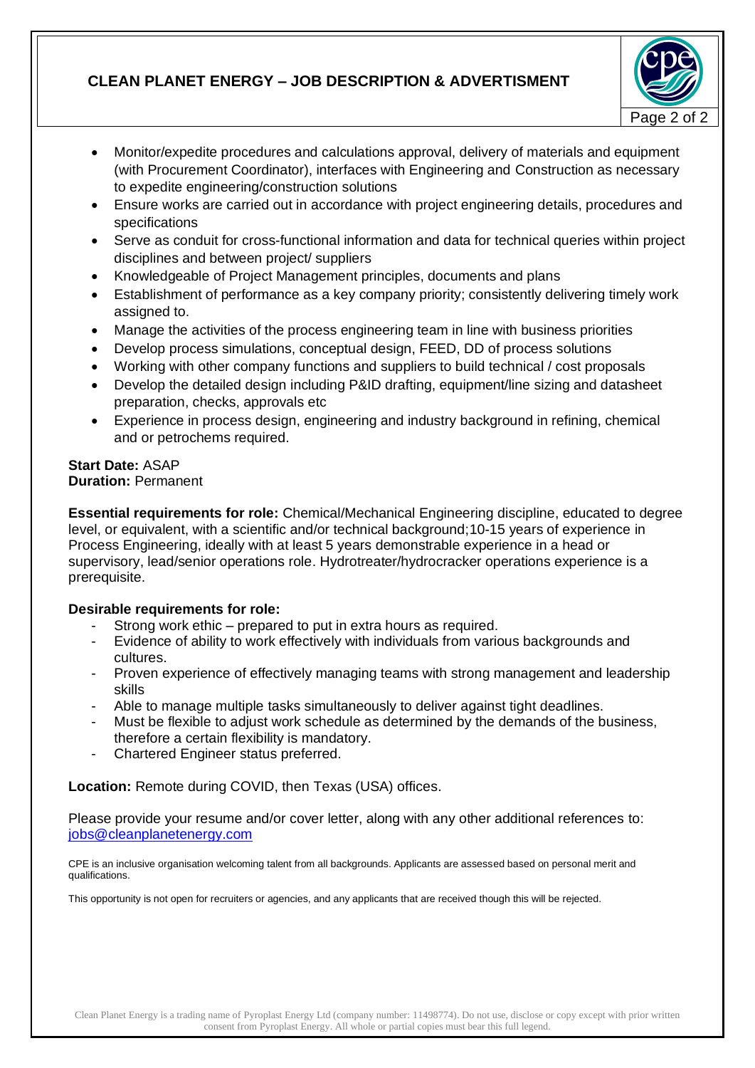- Monitor/expedite procedures and calculations approval, delivery of materials and equipment (with Procurement Coordinator), interfaces with Engineering and Construction as necessary to expedite engineering/construction solutions
- Ensure works are carried out in accordance with project engineering details, procedures and specifications
- Serve as conduit for cross-functional information and data for technical queries within project disciplines and between project/ suppliers
- Knowledgeable of Project Management principles, documents and plans
- Establishment of performance as a key company priority; consistently delivering timely work assigned to.
- Manage the activities of the process engineering team in line with business priorities
- Develop process simulations, conceptual design, FEED, DD of process solutions
- Working with other company functions and suppliers to build technical / cost proposals
- Develop the detailed design including P&ID drafting, equipment/line sizing and datasheet preparation, checks, approvals etc
- Experience in process design, engineering and industry background in refining, chemical and or petrochems required.

**Start Date:** ASAP
**Duration:** Permanent

**Essential requirements for role:** Chemical/Mechanical Engineering discipline, educated to degree level, or equivalent, with a scientific and/or technical background;10-15 years of experience in Process Engineering, ideally with at least 5 years demonstrable experience in a head or supervisory, lead/senior operations role. Hydrotreater/hydrocracker operations experience is a prerequisite.

**Desirable requirements for role:**

- Strong work ethic – prepared to put in extra hours as required.
- Evidence of ability to work effectively with individuals from various backgrounds and cultures.
- Proven experience of effectively managing teams with strong management and leadership skills
- Able to manage multiple tasks simultaneously to deliver against tight deadlines.
- Must be flexible to adjust work schedule as determined by the demands of the business, therefore a certain flexibility is mandatory.
- Chartered Engineer status preferred.

**Location:** Remote during COVID, then Texas (USA) offices.

Please provide your resume and/or cover letter, along with any other additional references to: jobs@cleanplanetenergy.com

CPE is an inclusive organisation welcoming talent from all backgrounds. Applicants are assessed based on personal merit and qualifications.

This opportunity is not open for recruiters or agencies, and any applicants that are received though this will be rejected.

Clean Planet Energy is a trading name of Pyroplast Energy Ltd (company number: 11498774). Do not use, disclose or copy except with prior written consent from Pyroplast Energy. All whole or partial copies must bear this full legend.